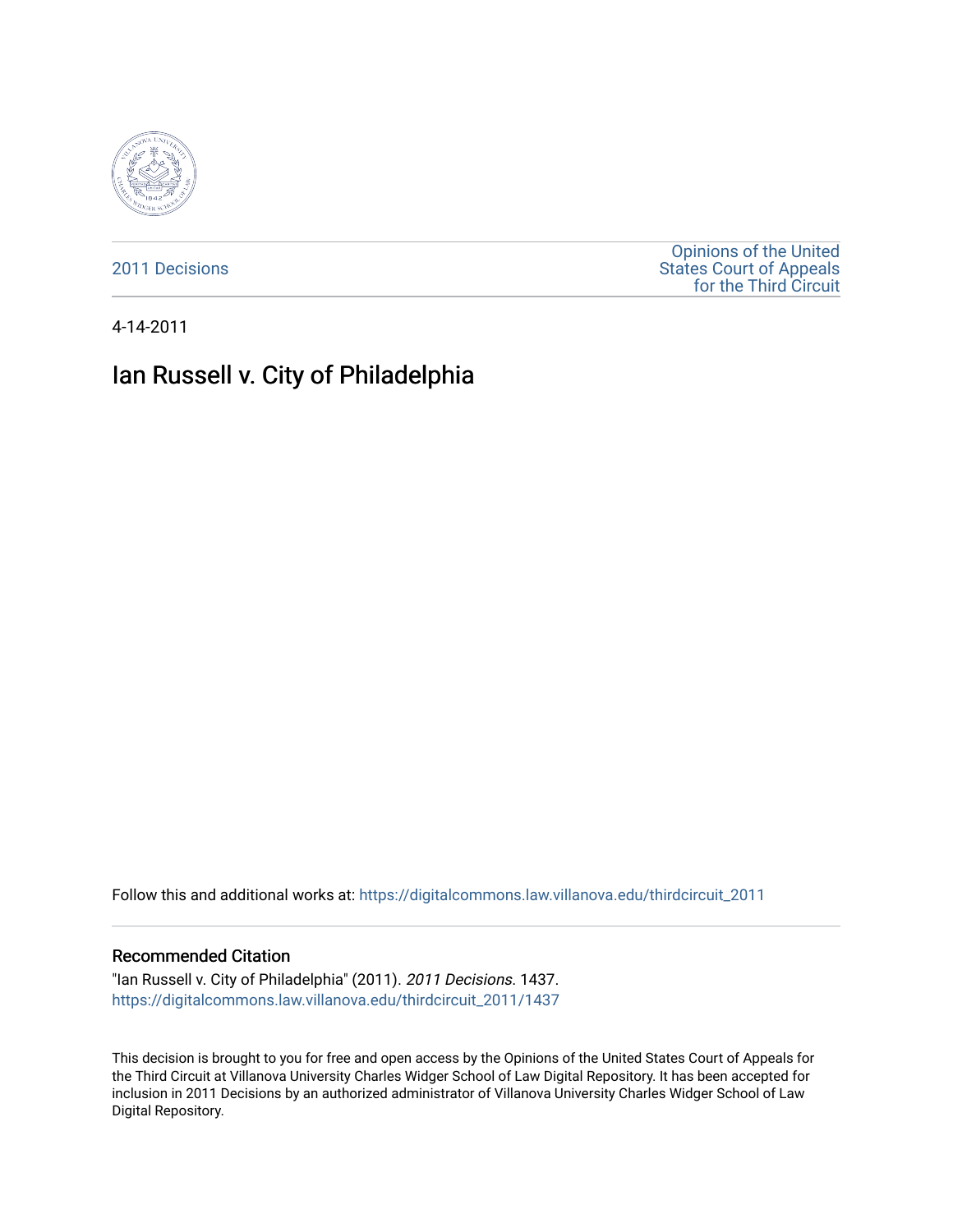2011 Decisions

Opinions of the United States Court of Appeals for the Third Circuit

4-14-2011

# Ian Russell v. City of Philadelphia

Follow this and additional works at: https://digitalcommons.law.villanova.edu/thirdcircuit_2011

## Recommended Citation

"Ian Russell v. City of Philadelphia" (2011). *2011 Decisions*. 1437.
https://digitalcommons.law.villanova.edu/thirdcircuit_2011/1437

This decision is brought to you for free and open access by the Opinions of the United States Court of Appeals for the Third Circuit at Villanova University Charles Widger School of Law Digital Repository. It has been accepted for inclusion in 2011 Decisions by an authorized administrator of Villanova University Charles Widger School of Law Digital Repository.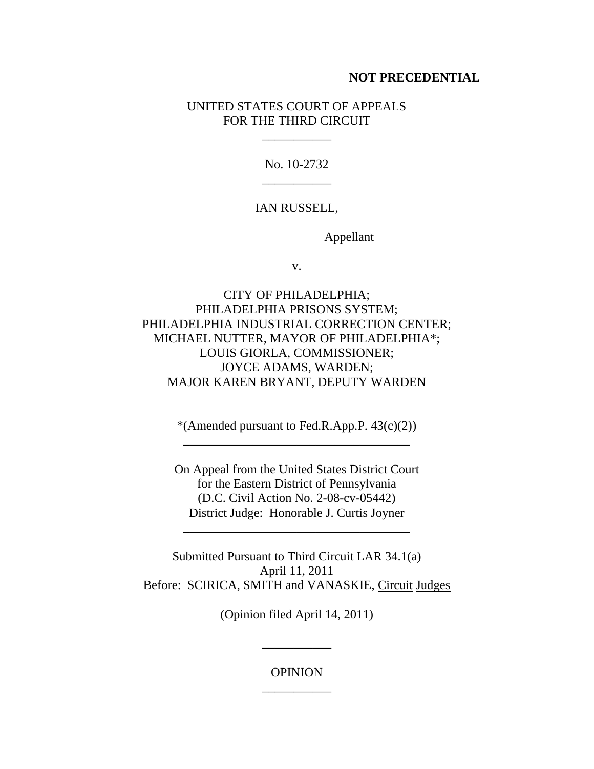**NOT PRECEDENTIAL**

UNITED STATES COURT OF APPEALS
FOR THE THIRD CIRCUIT

---

No. 10-2732

---

IAN RUSSELL,

Appellant

v.

CITY OF PHILADELPHIA;
PHILADELPHIA PRISONS SYSTEM;
PHILADELPHIA INDUSTRIAL CORRECTION CENTER;
MICHAEL NUTTER, MAYOR OF PHILADELPHIA*;
LOUIS GIORLA, COMMISSIONER;
JOYCE ADAMS, WARDEN;
MAJOR KAREN BRYANT, DEPUTY WARDEN

*(Amended pursuant to Fed.R.App.P. 43(c)(2))

---

On Appeal from the United States District Court
for the Eastern District of Pennsylvania
(D.C. Civil Action No. 2-08-cv-05442)
District Judge: Honorable J. Curtis Joyner

---

Submitted Pursuant to Third Circuit LAR 34.1(a)
April 11, 2011
Before: SCIRICA, SMITH and VANASKIE, Circuit Judges

(Opinion filed April 14, 2011)

---

OPINION

---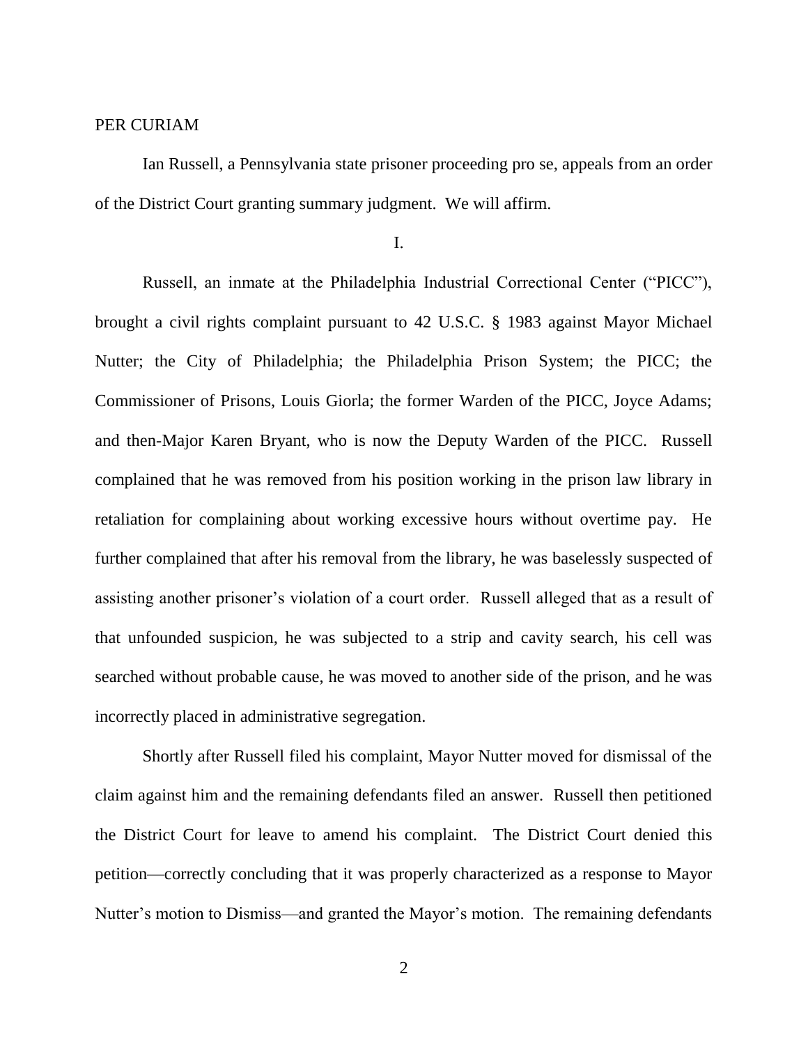PER CURIAM

Ian Russell, a Pennsylvania state prisoner proceeding pro se, appeals from an order of the District Court granting summary judgment. We will affirm.

I.

Russell, an inmate at the Philadelphia Industrial Correctional Center ("PICC"), brought a civil rights complaint pursuant to 42 U.S.C. § 1983 against Mayor Michael Nutter; the City of Philadelphia; the Philadelphia Prison System; the PICC; the Commissioner of Prisons, Louis Giorla; the former Warden of the PICC, Joyce Adams; and then-Major Karen Bryant, who is now the Deputy Warden of the PICC. Russell complained that he was removed from his position working in the prison law library in retaliation for complaining about working excessive hours without overtime pay. He further complained that after his removal from the library, he was baselessly suspected of assisting another prisoner's violation of a court order. Russell alleged that as a result of that unfounded suspicion, he was subjected to a strip and cavity search, his cell was searched without probable cause, he was moved to another side of the prison, and he was incorrectly placed in administrative segregation.

Shortly after Russell filed his complaint, Mayor Nutter moved for dismissal of the claim against him and the remaining defendants filed an answer. Russell then petitioned the District Court for leave to amend his complaint. The District Court denied this petition—correctly concluding that it was properly characterized as a response to Mayor Nutter's motion to Dismiss—and granted the Mayor's motion. The remaining defendants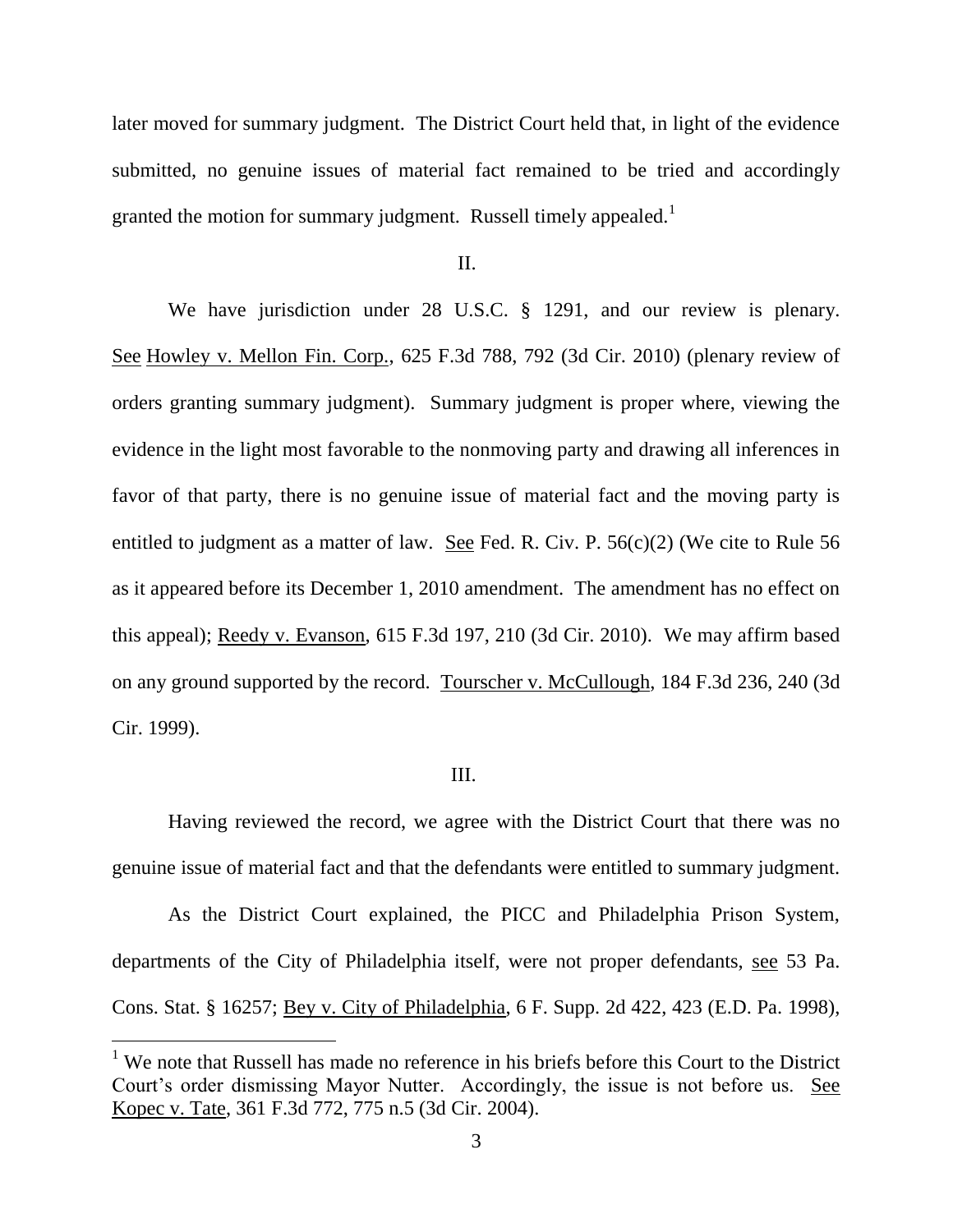later moved for summary judgment. The District Court held that, in light of the evidence submitted, no genuine issues of material fact remained to be tried and accordingly granted the motion for summary judgment. Russell timely appealed.[1]

II.

We have jurisdiction under 28 U.S.C. § 1291, and our review is plenary. See Howley v. Mellon Fin. Corp., 625 F.3d 788, 792 (3d Cir. 2010) (plenary review of orders granting summary judgment). Summary judgment is proper where, viewing the evidence in the light most favorable to the nonmoving party and drawing all inferences in favor of that party, there is no genuine issue of material fact and the moving party is entitled to judgment as a matter of law. See Fed. R. Civ. P. 56(c)(2) (We cite to Rule 56 as it appeared before its December 1, 2010 amendment. The amendment has no effect on this appeal); Reedy v. Evanson, 615 F.3d 197, 210 (3d Cir. 2010). We may affirm based on any ground supported by the record. Tourscher v. McCullough, 184 F.3d 236, 240 (3d Cir. 1999).

III.

Having reviewed the record, we agree with the District Court that there was no genuine issue of material fact and that the defendants were entitled to summary judgment.

As the District Court explained, the PICC and Philadelphia Prison System, departments of the City of Philadelphia itself, were not proper defendants, see 53 Pa. Cons. Stat. § 16257; Bey v. City of Philadelphia, 6 F. Supp. 2d 422, 423 (E.D. Pa. 1998),

[1] We note that Russell has made no reference in his briefs before this Court to the District Court's order dismissing Mayor Nutter. Accordingly, the issue is not before us. See Kopec v. Tate, 361 F.3d 772, 775 n.5 (3d Cir. 2004).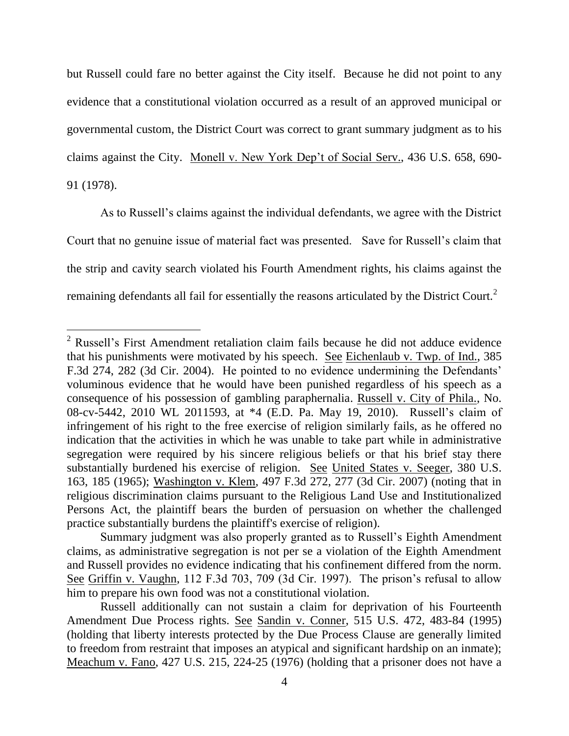but Russell could fare no better against the City itself. Because he did not point to any evidence that a constitutional violation occurred as a result of an approved municipal or governmental custom, the District Court was correct to grant summary judgment as to his claims against the City. Monell v. New York Dep't of Social Serv., 436 U.S. 658, 690-91 (1978).

As to Russell's claims against the individual defendants, we agree with the District Court that no genuine issue of material fact was presented. Save for Russell's claim that the strip and cavity search violated his Fourth Amendment rights, his claims against the remaining defendants all fail for essentially the reasons articulated by the District Court.[2]

---

[2] Russell's First Amendment retaliation claim fails because he did not adduce evidence that his punishments were motivated by his speech. See Eichenlaub v. Twp. of Ind., 385 F.3d 274, 282 (3d Cir. 2004). He pointed to no evidence undermining the Defendants' voluminous evidence that he would have been punished regardless of his speech as a consequence of his possession of gambling paraphernalia. Russell v. City of Phila., No. 08-cv-5442, 2010 WL 2011593, at *4 (E.D. Pa. May 19, 2010). Russell's claim of infringement of his right to the free exercise of religion similarly fails, as he offered no indication that the activities in which he was unable to take part while in administrative segregation were required by his sincere religious beliefs or that his brief stay there substantially burdened his exercise of religion. See United States v. Seeger, 380 U.S. 163, 185 (1965); Washington v. Klem, 497 F.3d 272, 277 (3d Cir. 2007) (noting that in religious discrimination claims pursuant to the Religious Land Use and Institutionalized Persons Act, the plaintiff bears the burden of persuasion on whether the challenged practice substantially burdens the plaintiff's exercise of religion).

Summary judgment was also properly granted as to Russell's Eighth Amendment claims, as administrative segregation is not per se a violation of the Eighth Amendment and Russell provides no evidence indicating that his confinement differed from the norm. See Griffin v. Vaughn, 112 F.3d 703, 709 (3d Cir. 1997). The prison's refusal to allow him to prepare his own food was not a constitutional violation.

Russell additionally can not sustain a claim for deprivation of his Fourteenth Amendment Due Process rights. See Sandin v. Conner, 515 U.S. 472, 483-84 (1995) (holding that liberty interests protected by the Due Process Clause are generally limited to freedom from restraint that imposes an atypical and significant hardship on an inmate); Meachum v. Fano, 427 U.S. 215, 224-25 (1976) (holding that a prisoner does not have a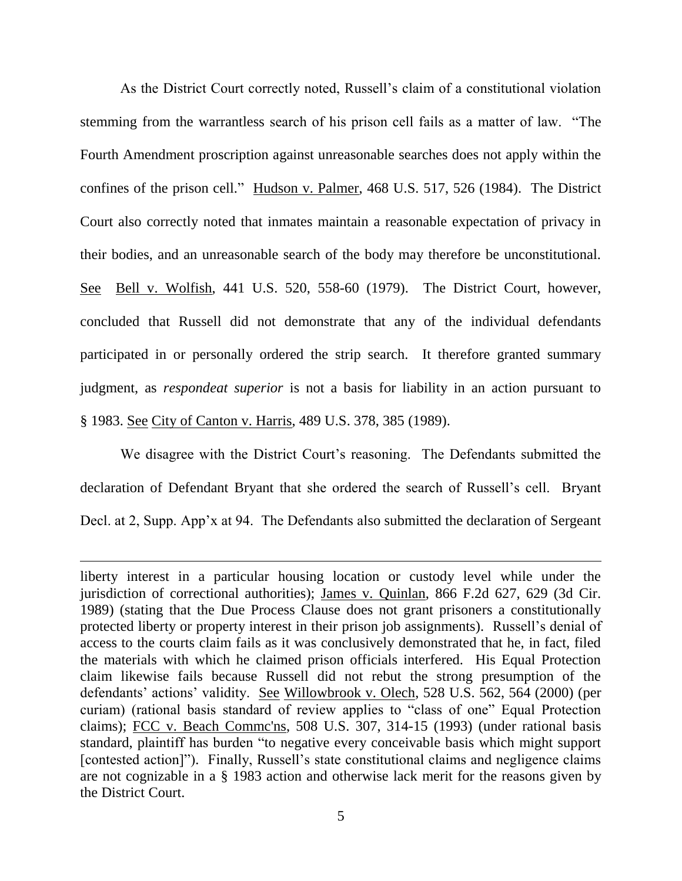As the District Court correctly noted, Russell's claim of a constitutional violation stemming from the warrantless search of his prison cell fails as a matter of law. "The Fourth Amendment proscription against unreasonable searches does not apply within the confines of the prison cell." Hudson v. Palmer, 468 U.S. 517, 526 (1984). The District Court also correctly noted that inmates maintain a reasonable expectation of privacy in their bodies, and an unreasonable search of the body may therefore be unconstitutional. See Bell v. Wolfish, 441 U.S. 520, 558-60 (1979). The District Court, however, concluded that Russell did not demonstrate that any of the individual defendants participated in or personally ordered the strip search. It therefore granted summary judgment, as *respondeat superior* is not a basis for liability in an action pursuant to § 1983. See City of Canton v. Harris, 489 U.S. 378, 385 (1989).

We disagree with the District Court's reasoning. The Defendants submitted the declaration of Defendant Bryant that she ordered the search of Russell's cell. Bryant Decl. at 2, Supp. App'x at 94. The Defendants also submitted the declaration of Sergeant

---

liberty interest in a particular housing location or custody level while under the jurisdiction of correctional authorities); James v. Quinlan, 866 F.2d 627, 629 (3d Cir. 1989) (stating that the Due Process Clause does not grant prisoners a constitutionally protected liberty or property interest in their prison job assignments). Russell's denial of access to the courts claim fails as it was conclusively demonstrated that he, in fact, filed the materials with which he claimed prison officials interfered. His Equal Protection claim likewise fails because Russell did not rebut the strong presumption of the defendants' actions' validity. See Willowbrook v. Olech, 528 U.S. 562, 564 (2000) (per curiam) (rational basis standard of review applies to "class of one" Equal Protection claims); FCC v. Beach Commc'ns, 508 U.S. 307, 314-15 (1993) (under rational basis standard, plaintiff has burden "to negative every conceivable basis which might support [contested action]"). Finally, Russell's state constitutional claims and negligence claims are not cognizable in a § 1983 action and otherwise lack merit for the reasons given by the District Court.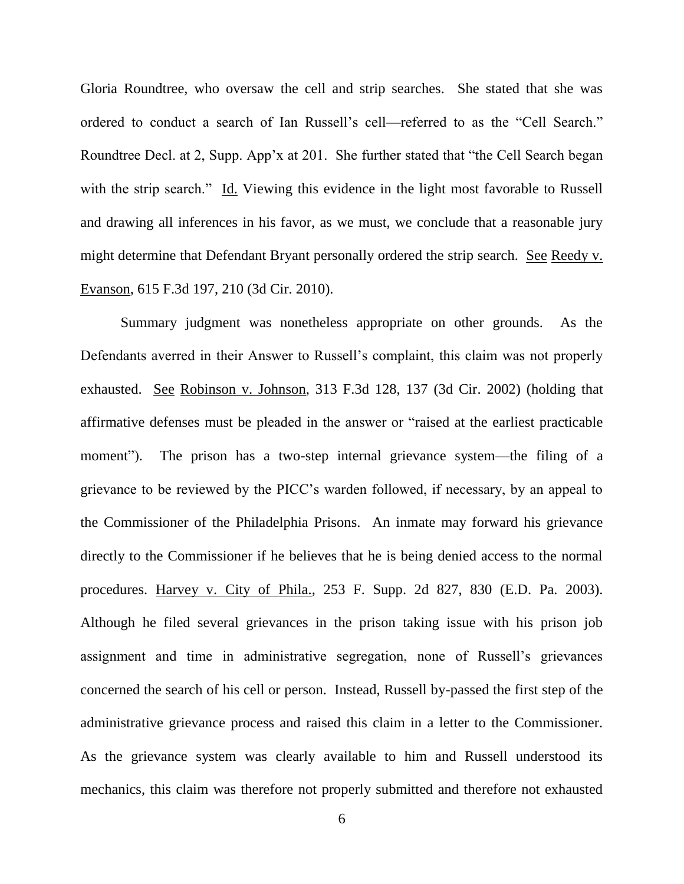Gloria Roundtree, who oversaw the cell and strip searches. She stated that she was ordered to conduct a search of Ian Russell's cell—referred to as the "Cell Search." Roundtree Decl. at 2, Supp. App'x at 201. She further stated that "the Cell Search began with the strip search." Id. Viewing this evidence in the light most favorable to Russell and drawing all inferences in his favor, as we must, we conclude that a reasonable jury might determine that Defendant Bryant personally ordered the strip search. See Reedy v. Evanson, 615 F.3d 197, 210 (3d Cir. 2010).

Summary judgment was nonetheless appropriate on other grounds. As the Defendants averred in their Answer to Russell's complaint, this claim was not properly exhausted. See Robinson v. Johnson, 313 F.3d 128, 137 (3d Cir. 2002) (holding that affirmative defenses must be pleaded in the answer or "raised at the earliest practicable moment"). The prison has a two-step internal grievance system—the filing of a grievance to be reviewed by the PICC's warden followed, if necessary, by an appeal to the Commissioner of the Philadelphia Prisons. An inmate may forward his grievance directly to the Commissioner if he believes that he is being denied access to the normal procedures. Harvey v. City of Phila., 253 F. Supp. 2d 827, 830 (E.D. Pa. 2003). Although he filed several grievances in the prison taking issue with his prison job assignment and time in administrative segregation, none of Russell's grievances concerned the search of his cell or person. Instead, Russell by-passed the first step of the administrative grievance process and raised this claim in a letter to the Commissioner. As the grievance system was clearly available to him and Russell understood its mechanics, this claim was therefore not properly submitted and therefore not exhausted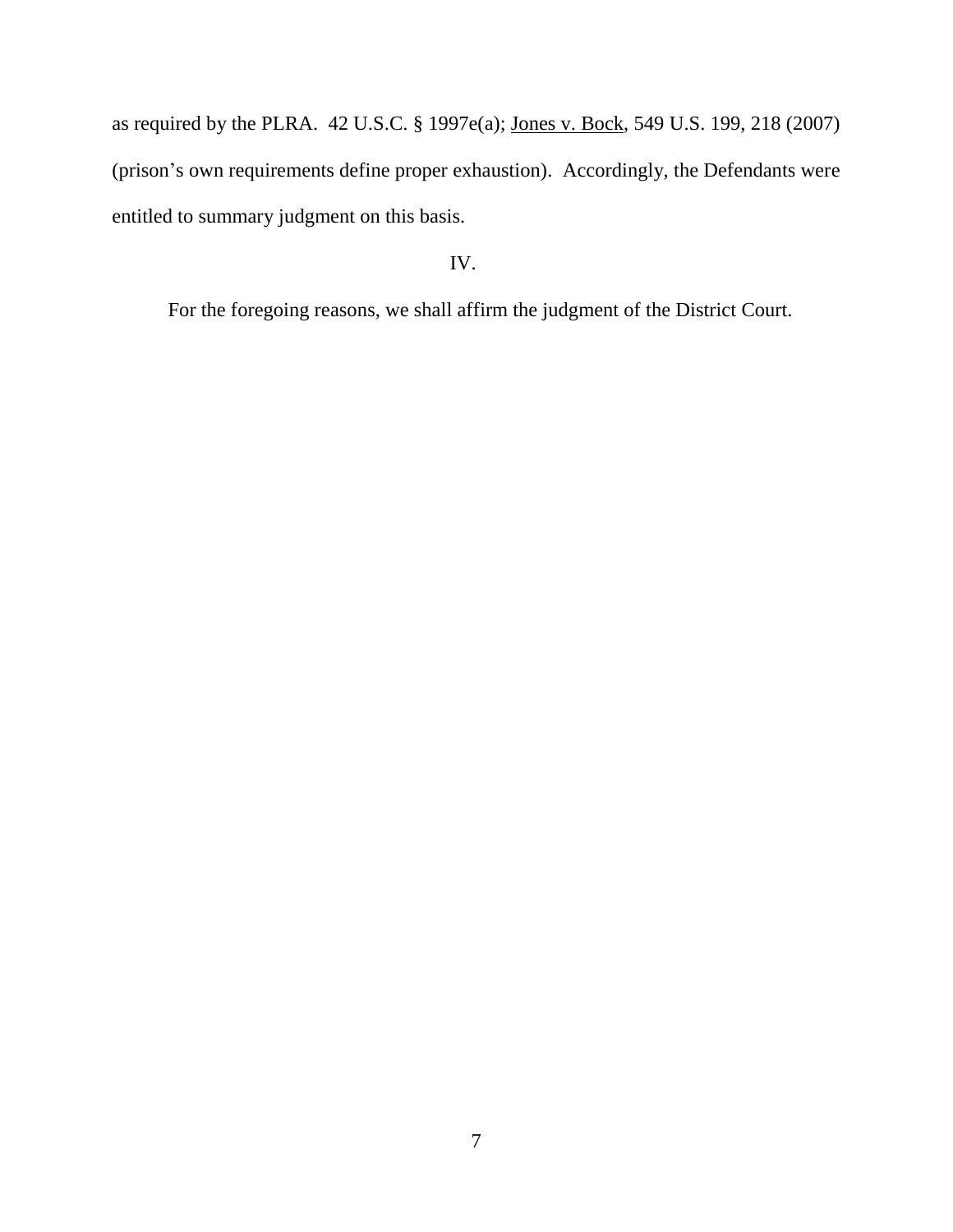as required by the PLRA. 42 U.S.C. § 1997e(a); Jones v. Bock, 549 U.S. 199, 218 (2007) (prison's own requirements define proper exhaustion). Accordingly, the Defendants were entitled to summary judgment on this basis.

IV.

For the foregoing reasons, we shall affirm the judgment of the District Court.